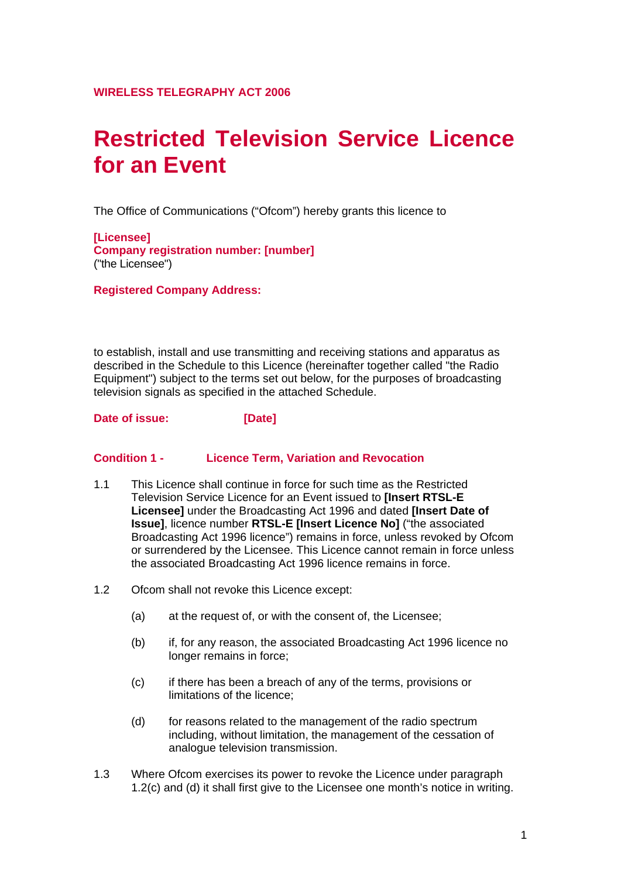**WIRELESS TELEGRAPHY ACT 2006**

# Restricted Television Service Licence for an Event

The Office of Communications ("Ofcom") hereby grants this licence to

**[Licensee]**
**Company registration number: [number]**
("the Licensee")

**Registered Company Address:**

to establish, install and use transmitting and receiving stations and apparatus as described in the Schedule to this Licence (hereinafter together called "the Radio Equipment") subject to the terms set out below, for the purposes of broadcasting television signals as specified in the attached Schedule.

**Date of issue:** **[Date]**

## Condition 1 - Licence Term, Variation and Revocation

1.1 This Licence shall continue in force for such time as the Restricted Television Service Licence for an Event issued to **[Insert RTSL-E Licensee]** under the Broadcasting Act 1996 and dated **[Insert Date of Issue]**, licence number **RTSL-E [Insert Licence No]** ("the associated Broadcasting Act 1996 licence") remains in force, unless revoked by Ofcom or surrendered by the Licensee. This Licence cannot remain in force unless the associated Broadcasting Act 1996 licence remains in force.

1.2 Ofcom shall not revoke this Licence except:

   (a) at the request of, or with the consent of, the Licensee;

   (b) if, for any reason, the associated Broadcasting Act 1996 licence no longer remains in force;

   (c) if there has been a breach of any of the terms, provisions or limitations of the licence;

   (d) for reasons related to the management of the radio spectrum including, without limitation, the management of the cessation of analogue television transmission.

1.3 Where Ofcom exercises its power to revoke the Licence under paragraph 1.2(c) and (d) it shall first give to the Licensee one month's notice in writing.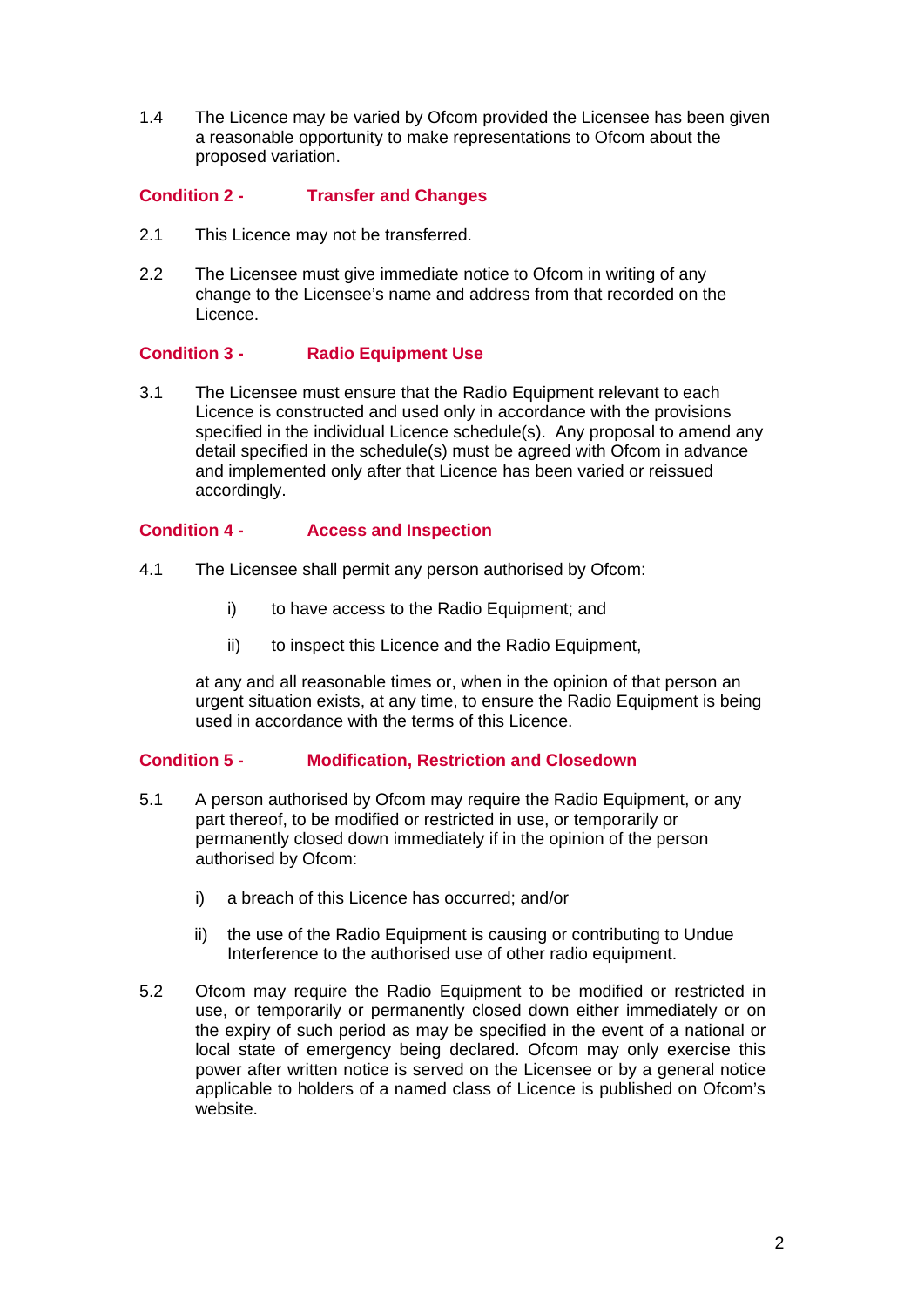1.4 The Licence may be varied by Ofcom provided the Licensee has been given a reasonable opportunity to make representations to Ofcom about the proposed variation.

## Condition 2 - Transfer and Changes

2.1 This Licence may not be transferred.

2.2 The Licensee must give immediate notice to Ofcom in writing of any change to the Licensee's name and address from that recorded on the Licence.

## Condition 3 - Radio Equipment Use

3.1 The Licensee must ensure that the Radio Equipment relevant to each Licence is constructed and used only in accordance with the provisions specified in the individual Licence schedule(s). Any proposal to amend any detail specified in the schedule(s) must be agreed with Ofcom in advance and implemented only after that Licence has been varied or reissued accordingly.

## Condition 4 - Access and Inspection

4.1 The Licensee shall permit any person authorised by Ofcom:

i) to have access to the Radio Equipment; and

ii) to inspect this Licence and the Radio Equipment,

at any and all reasonable times or, when in the opinion of that person an urgent situation exists, at any time, to ensure the Radio Equipment is being used in accordance with the terms of this Licence.

## Condition 5 - Modification, Restriction and Closedown

5.1 A person authorised by Ofcom may require the Radio Equipment, or any part thereof, to be modified or restricted in use, or temporarily or permanently closed down immediately if in the opinion of the person authorised by Ofcom:

i) a breach of this Licence has occurred; and/or

ii) the use of the Radio Equipment is causing or contributing to Undue Interference to the authorised use of other radio equipment.

5.2 Ofcom may require the Radio Equipment to be modified or restricted in use, or temporarily or permanently closed down either immediately or on the expiry of such period as may be specified in the event of a national or local state of emergency being declared. Ofcom may only exercise this power after written notice is served on the Licensee or by a general notice applicable to holders of a named class of Licence is published on Ofcom's website.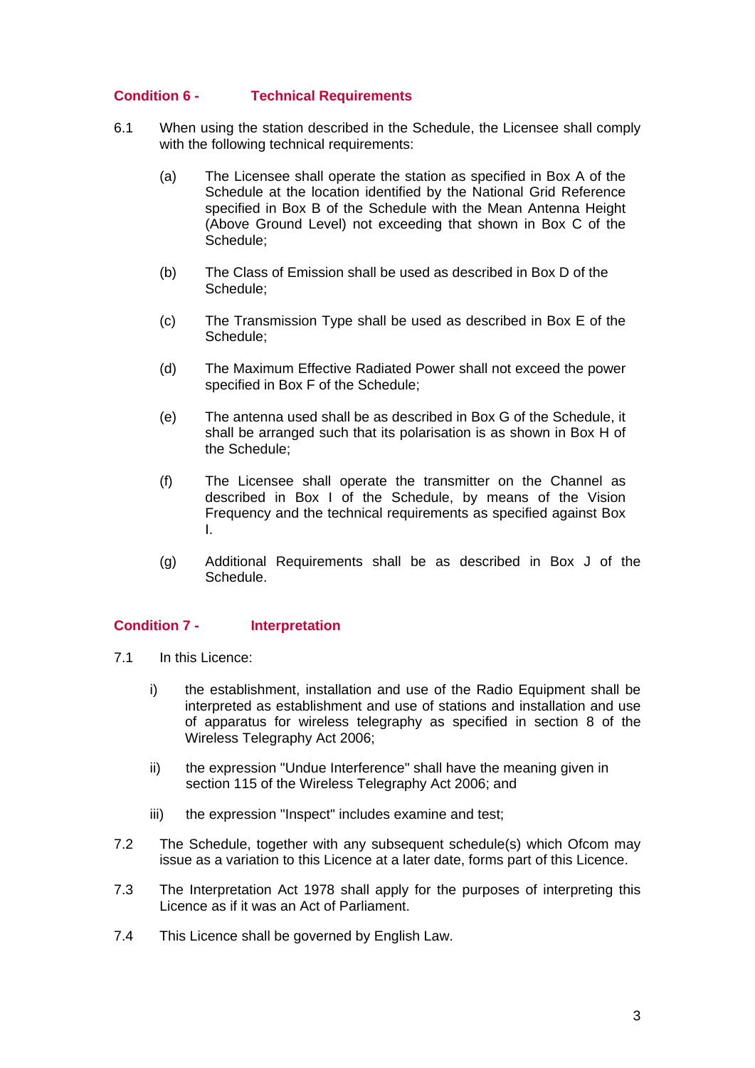## Condition 6 - Technical Requirements

6.1 When using the station described in the Schedule, the Licensee shall comply with the following technical requirements:

(a) The Licensee shall operate the station as specified in Box A of the Schedule at the location identified by the National Grid Reference specified in Box B of the Schedule with the Mean Antenna Height (Above Ground Level) not exceeding that shown in Box C of the Schedule;

(b) The Class of Emission shall be used as described in Box D of the Schedule;

(c) The Transmission Type shall be used as described in Box E of the Schedule;

(d) The Maximum Effective Radiated Power shall not exceed the power specified in Box F of the Schedule;

(e) The antenna used shall be as described in Box G of the Schedule, it shall be arranged such that its polarisation is as shown in Box H of the Schedule;

(f) The Licensee shall operate the transmitter on the Channel as described in Box I of the Schedule, by means of the Vision Frequency and the technical requirements as specified against Box I.

(g) Additional Requirements shall be as described in Box J of the Schedule.

## Condition 7 - Interpretation

7.1 In this Licence:

i) the establishment, installation and use of the Radio Equipment shall be interpreted as establishment and use of stations and installation and use of apparatus for wireless telegraphy as specified in section 8 of the Wireless Telegraphy Act 2006;

ii) the expression "Undue Interference" shall have the meaning given in section 115 of the Wireless Telegraphy Act 2006; and

iii) the expression "Inspect" includes examine and test;

7.2 The Schedule, together with any subsequent schedule(s) which Ofcom may issue as a variation to this Licence at a later date, forms part of this Licence.

7.3 The Interpretation Act 1978 shall apply for the purposes of interpreting this Licence as if it was an Act of Parliament.

7.4 This Licence shall be governed by English Law.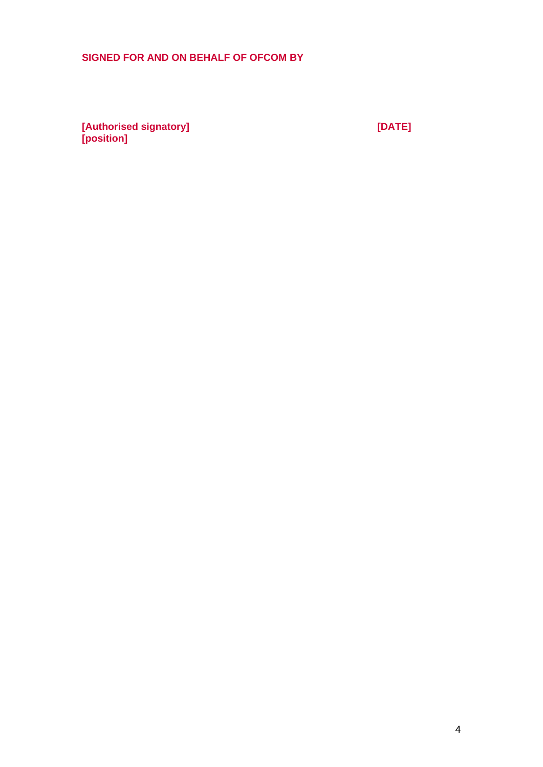**SIGNED FOR AND ON BEHALF OF OFCOM BY**

**[Authorised signatory]** **[DATE]**
**[position]**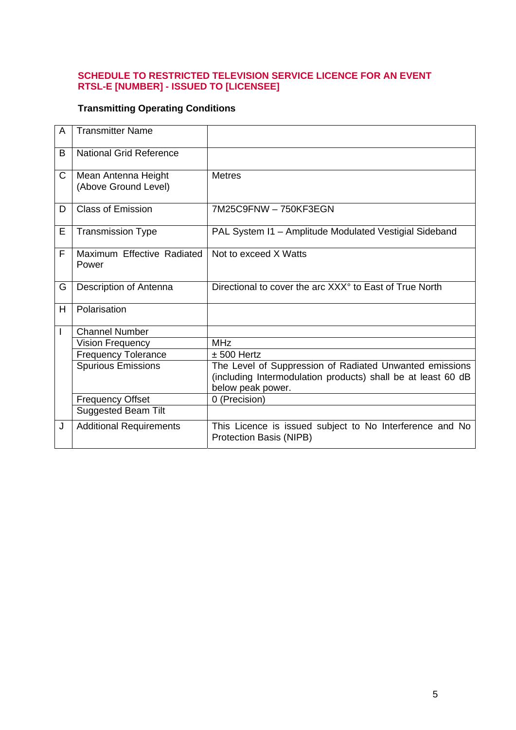**SCHEDULE TO RESTRICTED TELEVISION SERVICE LICENCE FOR AN EVENT RTSL-E [NUMBER] - ISSUED TO [LICENSEE]**

**Transmitting Operating Conditions**

| | | |
|---|---|---|
| A | Transmitter Name | |
| B | National Grid Reference | |
| C | Mean Antenna Height (Above Ground Level) | Metres |
| D | Class of Emission | 7M25C9FNW – 750KF3EGN |
| E | Transmission Type | PAL System I1 – Amplitude Modulated Vestigial Sideband |
| F | Maximum Effective Radiated Power | Not to exceed X Watts |
| G | Description of Antenna | Directional to cover the arc XXX° to East of True North |
| H | Polarisation | |
| I | Channel Number | |
| | Vision Frequency | MHz |
| | Frequency Tolerance | ± 500 Hertz |
| | Spurious Emissions | The Level of Suppression of Radiated Unwanted emissions (including Intermodulation products) shall be at least 60 dB below peak power. |
| | Frequency Offset | 0 (Precision) |
| | Suggested Beam Tilt | |
| J | Additional Requirements | This Licence is issued subject to No Interference and No Protection Basis (NIPB) |